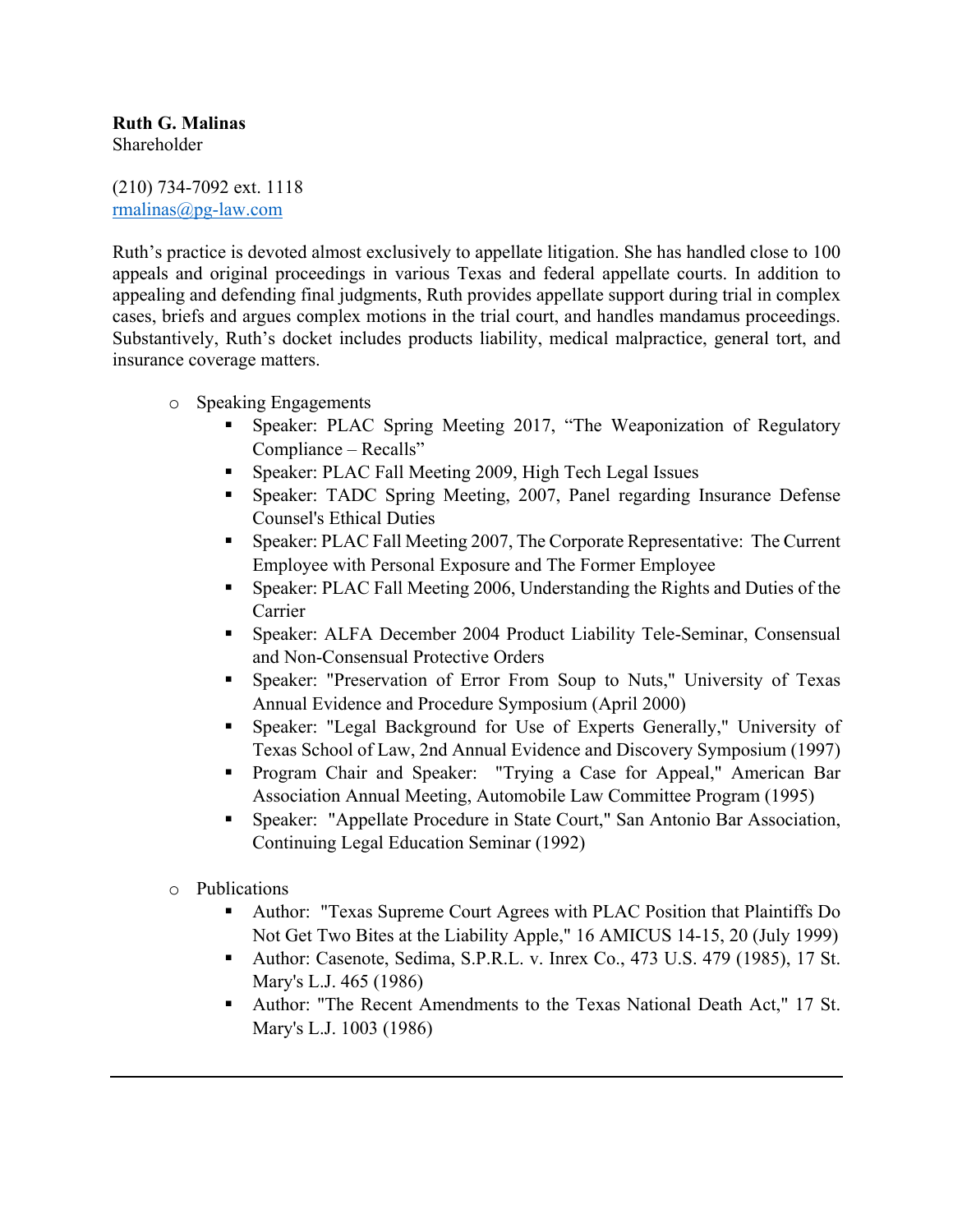**Ruth G. Malinas**
Shareholder

(210) 734-7092 ext. 1118
rmalinas@pg-law.com

Ruth's practice is devoted almost exclusively to appellate litigation. She has handled close to 100 appeals and original proceedings in various Texas and federal appellate courts. In addition to appealing and defending final judgments, Ruth provides appellate support during trial in complex cases, briefs and argues complex motions in the trial court, and handles mandamus proceedings. Substantively, Ruth's docket includes products liability, medical malpractice, general tort, and insurance coverage matters.

- Speaking Engagements
  - Speaker: PLAC Spring Meeting 2017, "The Weaponization of Regulatory Compliance – Recalls"
  - Speaker: PLAC Fall Meeting 2009, High Tech Legal Issues
  - Speaker: TADC Spring Meeting, 2007, Panel regarding Insurance Defense Counsel's Ethical Duties
  - Speaker: PLAC Fall Meeting 2007, The Corporate Representative: The Current Employee with Personal Exposure and The Former Employee
  - Speaker: PLAC Fall Meeting 2006, Understanding the Rights and Duties of the Carrier
  - Speaker: ALFA December 2004 Product Liability Tele-Seminar, Consensual and Non-Consensual Protective Orders
  - Speaker: "Preservation of Error From Soup to Nuts," University of Texas Annual Evidence and Procedure Symposium (April 2000)
  - Speaker: "Legal Background for Use of Experts Generally," University of Texas School of Law, 2nd Annual Evidence and Discovery Symposium (1997)
  - Program Chair and Speaker: "Trying a Case for Appeal," American Bar Association Annual Meeting, Automobile Law Committee Program (1995)
  - Speaker: "Appellate Procedure in State Court," San Antonio Bar Association, Continuing Legal Education Seminar (1992)

- Publications
  - Author: "Texas Supreme Court Agrees with PLAC Position that Plaintiffs Do Not Get Two Bites at the Liability Apple," 16 AMICUS 14-15, 20 (July 1999)
  - Author: Casenote, Sedima, S.P.R.L. v. Inrex Co., 473 U.S. 479 (1985), 17 St. Mary's L.J. 465 (1986)
  - Author: "The Recent Amendments to the Texas National Death Act," 17 St. Mary's L.J. 1003 (1986)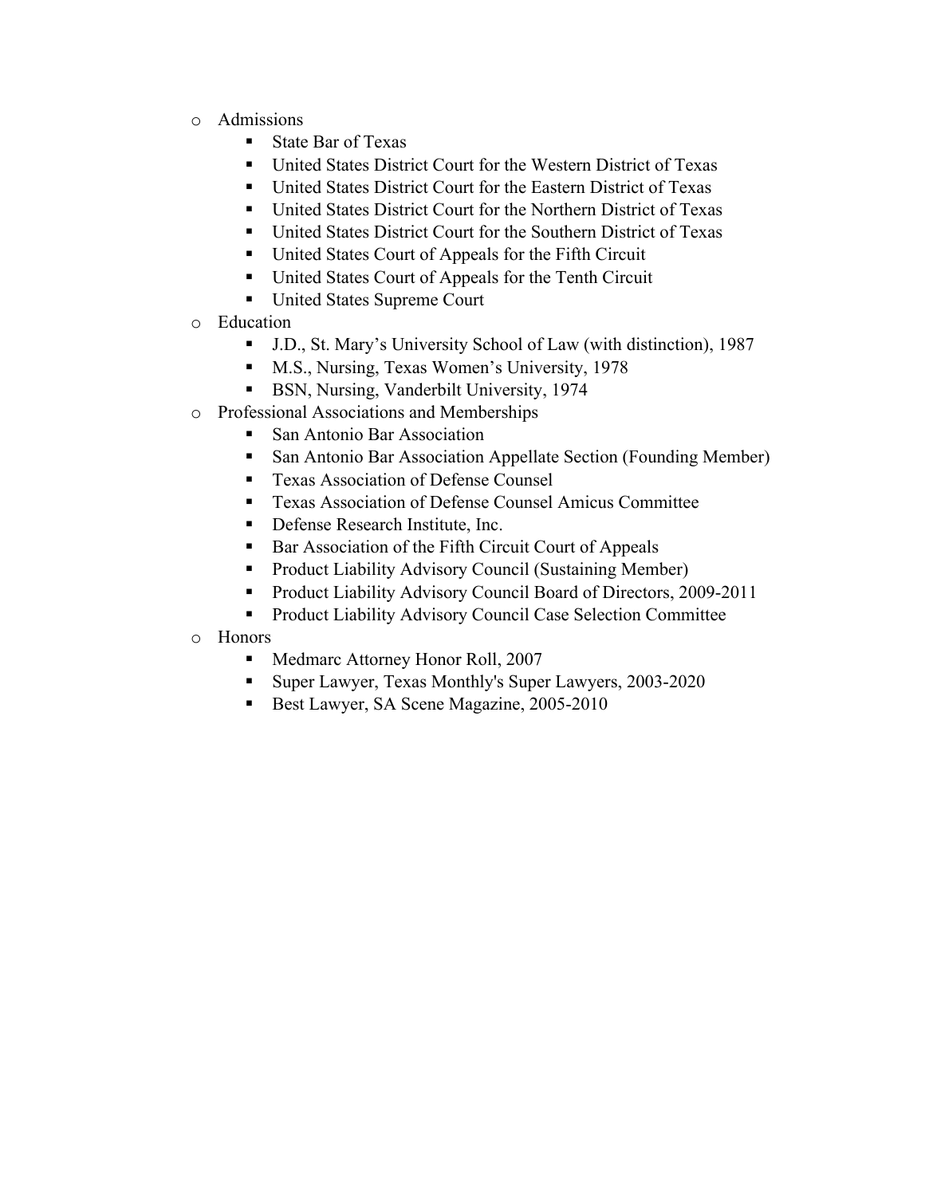- Admissions
  - State Bar of Texas
  - United States District Court for the Western District of Texas
  - United States District Court for the Eastern District of Texas
  - United States District Court for the Northern District of Texas
  - United States District Court for the Southern District of Texas
  - United States Court of Appeals for the Fifth Circuit
  - United States Court of Appeals for the Tenth Circuit
  - United States Supreme Court
- Education
  - J.D., St. Mary's University School of Law (with distinction), 1987
  - M.S., Nursing, Texas Women's University, 1978
  - BSN, Nursing, Vanderbilt University, 1974
- Professional Associations and Memberships
  - San Antonio Bar Association
  - San Antonio Bar Association Appellate Section (Founding Member)
  - Texas Association of Defense Counsel
  - Texas Association of Defense Counsel Amicus Committee
  - Defense Research Institute, Inc.
  - Bar Association of the Fifth Circuit Court of Appeals
  - Product Liability Advisory Council (Sustaining Member)
  - Product Liability Advisory Council Board of Directors, 2009-2011
  - Product Liability Advisory Council Case Selection Committee
- Honors
  - Medmarc Attorney Honor Roll, 2007
  - Super Lawyer, Texas Monthly's Super Lawyers, 2003-2020
  - Best Lawyer, SA Scene Magazine, 2005-2010